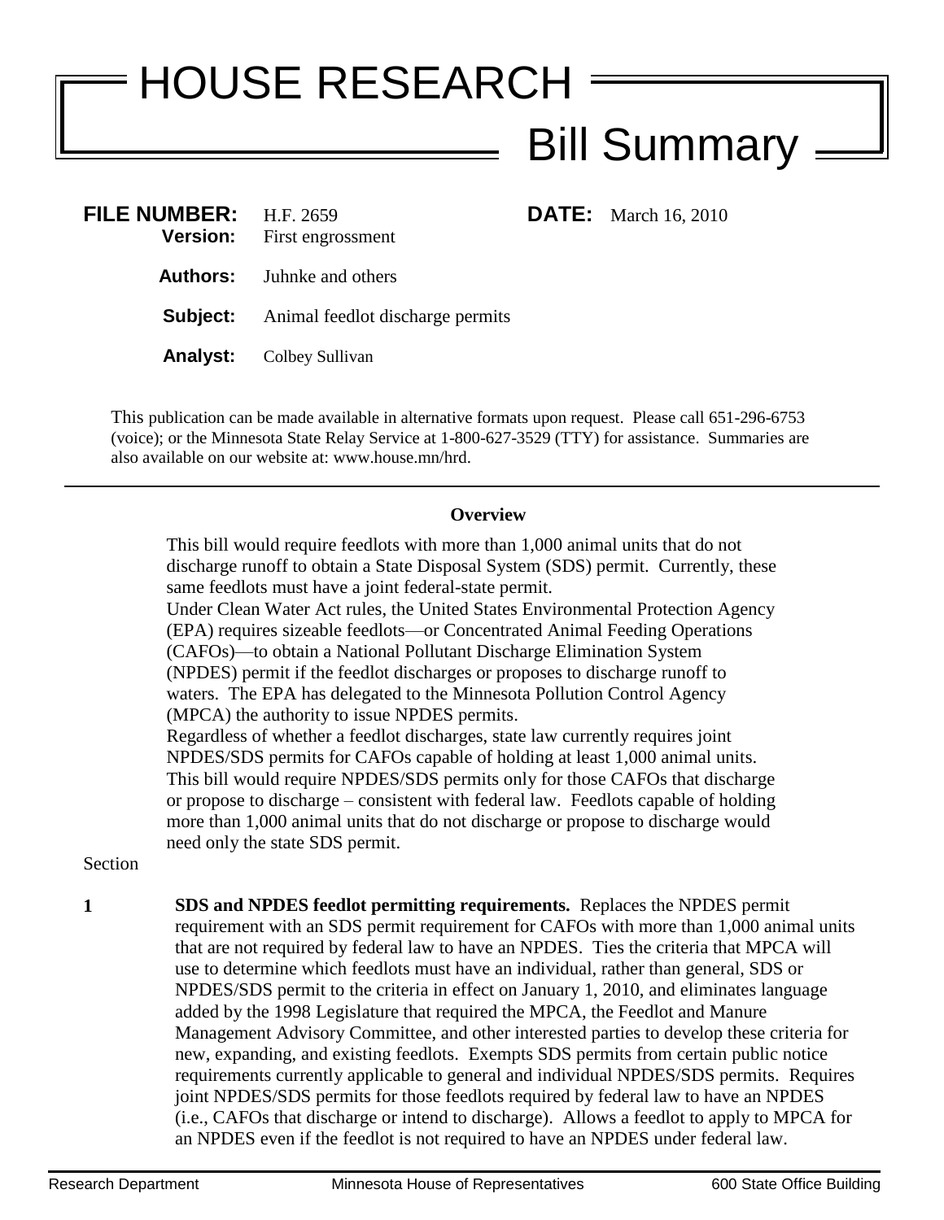# HOUSE RESEARCH

## Bill Summary

**FILE NUMBER:** H.F. 2659 **DATE:** March 16, 2010
**Version:** First engrossment

**Authors:** Juhnke and others

**Subject:** Animal feedlot discharge permits

**Analyst:** Colbey Sullivan

This publication can be made available in alternative formats upon request. Please call 651-296-6753 (voice); or the Minnesota State Relay Service at 1-800-627-3529 (TTY) for assistance. Summaries are also available on our website at: www.house.mn/hrd.

---

### Overview

This bill would require feedlots with more than 1,000 animal units that do not discharge runoff to obtain a State Disposal System (SDS) permit. Currently, these same feedlots must have a joint federal-state permit.

Under Clean Water Act rules, the United States Environmental Protection Agency (EPA) requires sizeable feedlots—or Concentrated Animal Feeding Operations (CAFOs)—to obtain a National Pollutant Discharge Elimination System (NPDES) permit if the feedlot discharges or proposes to discharge runoff to waters. The EPA has delegated to the Minnesota Pollution Control Agency (MPCA) the authority to issue NPDES permits.

Regardless of whether a feedlot discharges, state law currently requires joint NPDES/SDS permits for CAFOs capable of holding at least 1,000 animal units. This bill would require NPDES/SDS permits only for those CAFOs that discharge or propose to discharge – consistent with federal law. Feedlots capable of holding more than 1,000 animal units that do not discharge or propose to discharge would need only the state SDS permit.

Section

**1** **SDS and NPDES feedlot permitting requirements.** Replaces the NPDES permit requirement with an SDS permit requirement for CAFOs with more than 1,000 animal units that are not required by federal law to have an NPDES. Ties the criteria that MPCA will use to determine which feedlots must have an individual, rather than general, SDS or NPDES/SDS permit to the criteria in effect on January 1, 2010, and eliminates language added by the 1998 Legislature that required the MPCA, the Feedlot and Manure Management Advisory Committee, and other interested parties to develop these criteria for new, expanding, and existing feedlots. Exempts SDS permits from certain public notice requirements currently applicable to general and individual NPDES/SDS permits. Requires joint NPDES/SDS permits for those feedlots required by federal law to have an NPDES (i.e., CAFOs that discharge or intend to discharge). Allows a feedlot to apply to MPCA for an NPDES even if the feedlot is not required to have an NPDES under federal law.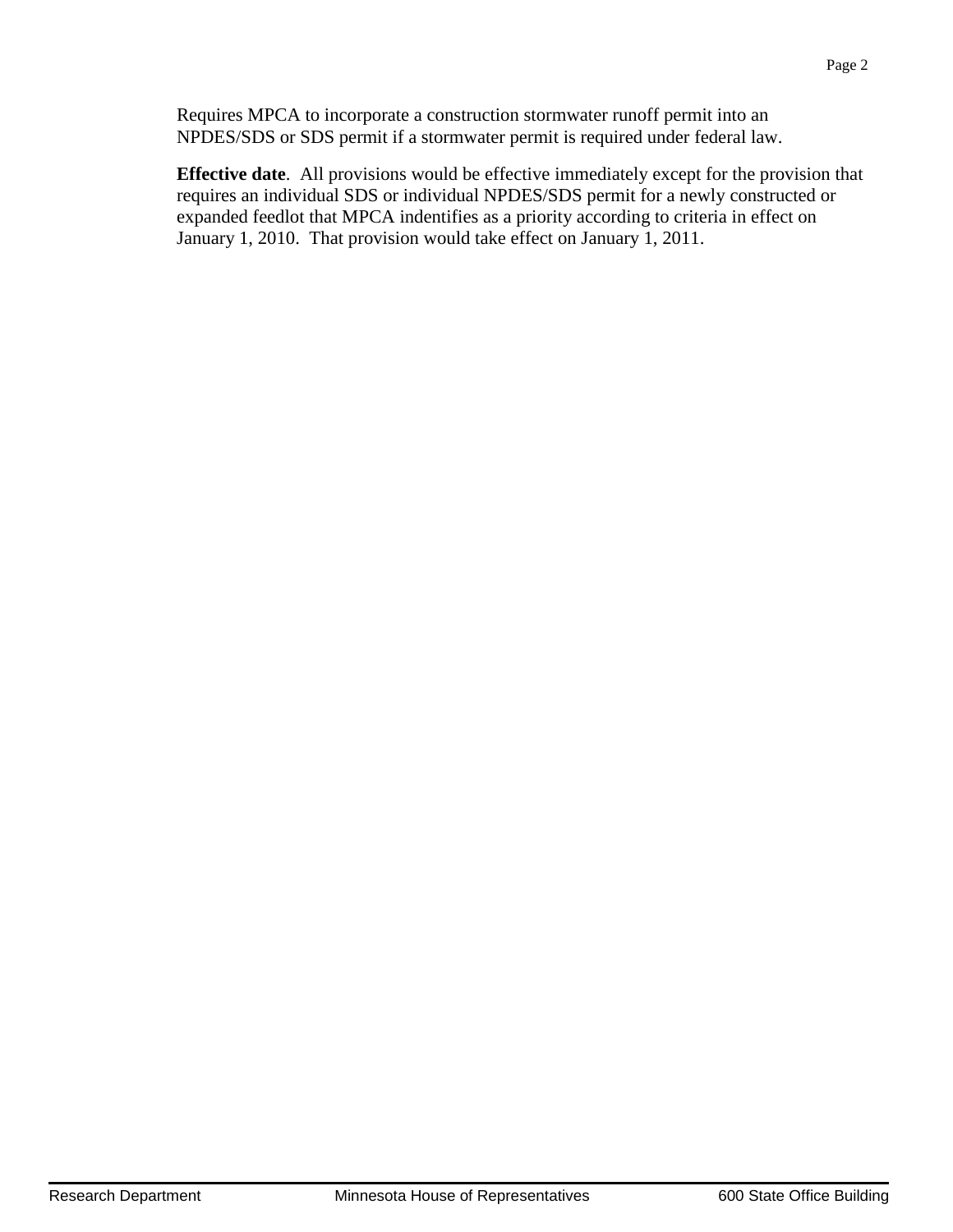Requires MPCA to incorporate a construction stormwater runoff permit into an NPDES/SDS or SDS permit if a stormwater permit is required under federal law.

**Effective date**. All provisions would be effective immediately except for the provision that requires an individual SDS or individual NPDES/SDS permit for a newly constructed or expanded feedlot that MPCA indentifies as a priority according to criteria in effect on January 1, 2010. That provision would take effect on January 1, 2011.